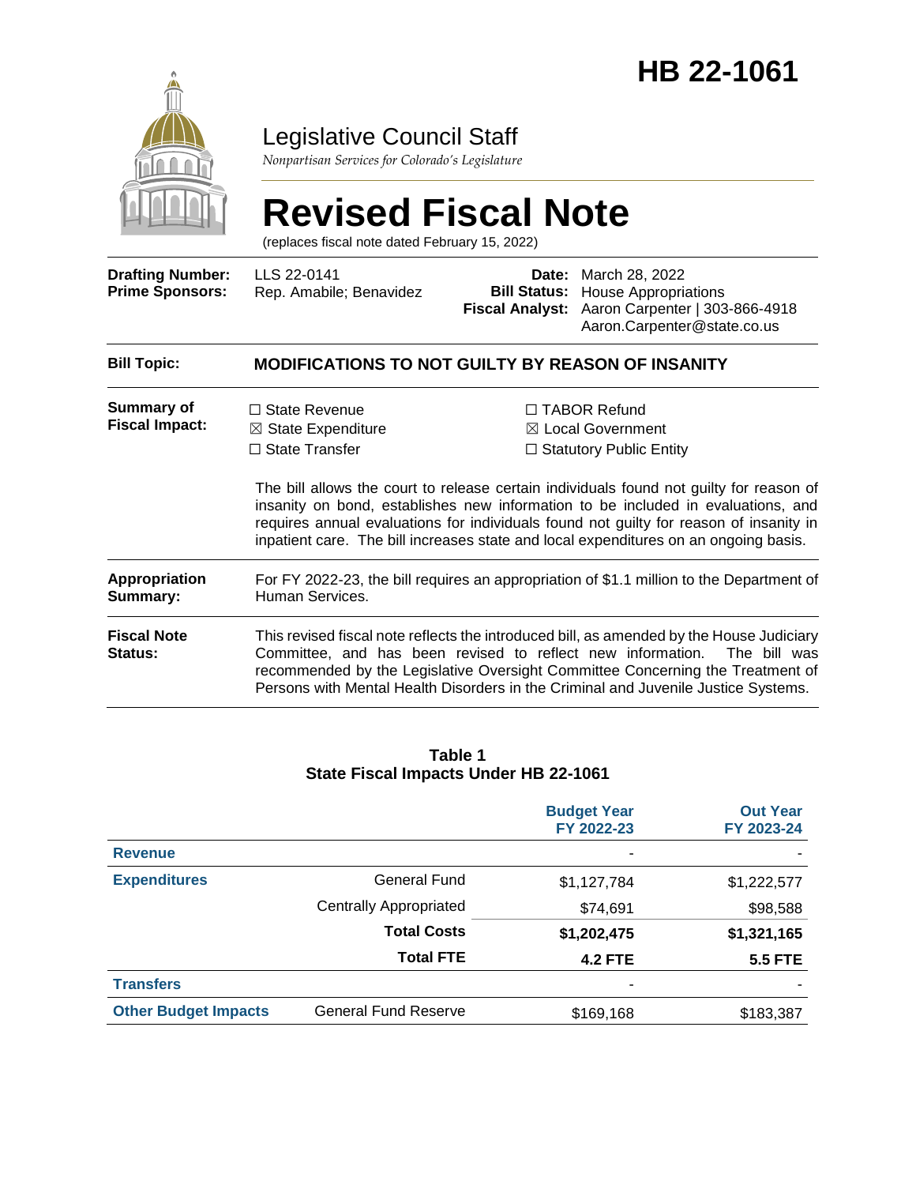# HB 22-1061

## Legislative Council Staff

*Nonpartisan Services for Colorado's Legislature*

# Revised Fiscal Note

(replaces fiscal note dated February 15, 2022)

| | | | |
|---|---|---|---|
| **Drafting Number:** | LLS 22-0141 | **Date:** | March 28, 2022 |
| **Prime Sponsors:** | Rep. Amabile; Benavidez | **Bill Status:** | House Appropriations |
| | | **Fiscal Analyst:** | Aaron Carpenter \| 303-866-4918<br>Aaron.Carpenter@state.co.us |

**Bill Topic:** **MODIFICATIONS TO NOT GUILTY BY REASON OF INSANITY**

**Summary of Fiscal Impact:**

☐ State Revenue
☒ State Expenditure
☐ State Transfer
☐ TABOR Refund
☒ Local Government
☐ Statutory Public Entity

The bill allows the court to release certain individuals found not guilty for reason of insanity on bond, establishes new information to be included in evaluations, and requires annual evaluations for individuals found not guilty for reason of insanity in inpatient care. The bill increases state and local expenditures on an ongoing basis.

**Appropriation Summary:** For FY 2022-23, the bill requires an appropriation of $1.1 million to the Department of Human Services.

**Fiscal Note Status:** This revised fiscal note reflects the introduced bill, as amended by the House Judiciary Committee, and has been revised to reflect new information. The bill was recommended by the Legislative Oversight Committee Concerning the Treatment of Persons with Mental Health Disorders in the Criminal and Juvenile Justice Systems.

**Table 1**
**State Fiscal Impacts Under HB 22-1061**

| | | Budget Year FY 2022-23 | Out Year FY 2023-24 |
|---|---|---|---|
| **Revenue** | | - | - |
| **Expenditures** | General Fund | $1,127,784 | $1,222,577 |
| | Centrally Appropriated | $74,691 | $98,588 |
| | **Total Costs** | **$1,202,475** | **$1,321,165** |
| | **Total FTE** | **4.2 FTE** | **5.5 FTE** |
| **Transfers** | | - | - |
| **Other Budget Impacts** | General Fund Reserve | $169,168 | $183,387 |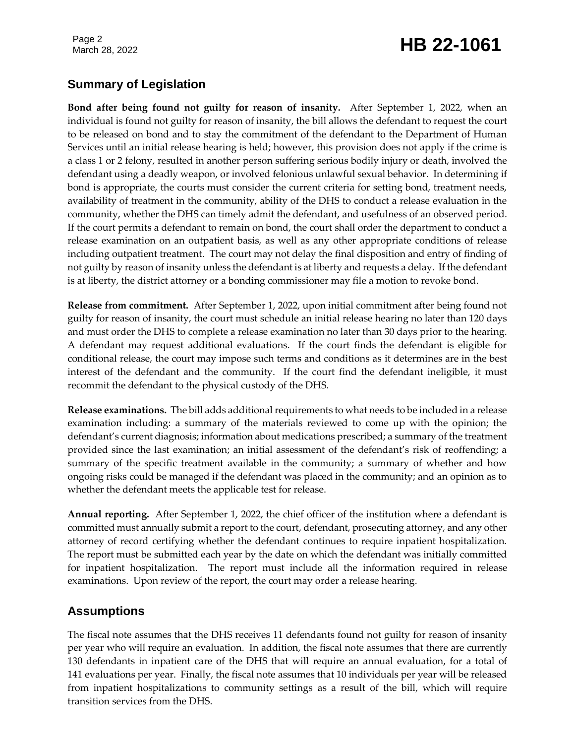## Summary of Legislation

**Bond after being found not guilty for reason of insanity.** After September 1, 2022, when an individual is found not guilty for reason of insanity, the bill allows the defendant to request the court to be released on bond and to stay the commitment of the defendant to the Department of Human Services until an initial release hearing is held; however, this provision does not apply if the crime is a class 1 or 2 felony, resulted in another person suffering serious bodily injury or death, involved the defendant using a deadly weapon, or involved felonious unlawful sexual behavior. In determining if bond is appropriate, the courts must consider the current criteria for setting bond, treatment needs, availability of treatment in the community, ability of the DHS to conduct a release evaluation in the community, whether the DHS can timely admit the defendant, and usefulness of an observed period. If the court permits a defendant to remain on bond, the court shall order the department to conduct a release examination on an outpatient basis, as well as any other appropriate conditions of release including outpatient treatment. The court may not delay the final disposition and entry of finding of not guilty by reason of insanity unless the defendant is at liberty and requests a delay. If the defendant is at liberty, the district attorney or a bonding commissioner may file a motion to revoke bond.

**Release from commitment.** After September 1, 2022, upon initial commitment after being found not guilty for reason of insanity, the court must schedule an initial release hearing no later than 120 days and must order the DHS to complete a release examination no later than 30 days prior to the hearing. A defendant may request additional evaluations. If the court finds the defendant is eligible for conditional release, the court may impose such terms and conditions as it determines are in the best interest of the defendant and the community. If the court find the defendant ineligible, it must recommit the defendant to the physical custody of the DHS.

**Release examinations.** The bill adds additional requirements to what needs to be included in a release examination including: a summary of the materials reviewed to come up with the opinion; the defendant's current diagnosis; information about medications prescribed; a summary of the treatment provided since the last examination; an initial assessment of the defendant's risk of reoffending; a summary of the specific treatment available in the community; a summary of whether and how ongoing risks could be managed if the defendant was placed in the community; and an opinion as to whether the defendant meets the applicable test for release.

**Annual reporting.** After September 1, 2022, the chief officer of the institution where a defendant is committed must annually submit a report to the court, defendant, prosecuting attorney, and any other attorney of record certifying whether the defendant continues to require inpatient hospitalization. The report must be submitted each year by the date on which the defendant was initially committed for inpatient hospitalization. The report must include all the information required in release examinations. Upon review of the report, the court may order a release hearing.

## Assumptions

The fiscal note assumes that the DHS receives 11 defendants found not guilty for reason of insanity per year who will require an evaluation. In addition, the fiscal note assumes that there are currently 130 defendants in inpatient care of the DHS that will require an annual evaluation, for a total of 141 evaluations per year. Finally, the fiscal note assumes that 10 individuals per year will be released from inpatient hospitalizations to community settings as a result of the bill, which will require transition services from the DHS.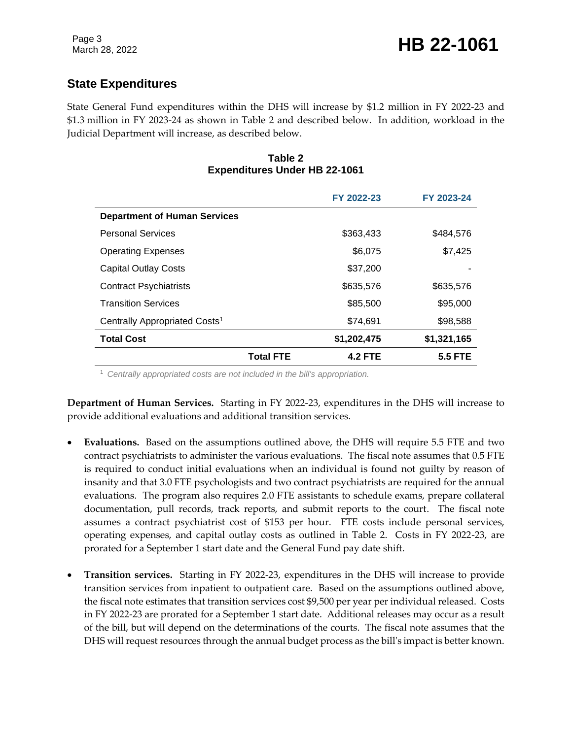## State Expenditures

State General Fund expenditures within the DHS will increase by $1.2 million in FY 2022-23 and $1.3 million in FY 2023-24 as shown in Table 2 and described below. In addition, workload in the Judicial Department will increase, as described below.

**Table 2**
**Expenditures Under HB 22-1061**

| | FY 2022-23 | FY 2023-24 |
|---|---|---|
| **Department of Human Services** | | |
| Personal Services | $363,433 | $484,576 |
| Operating Expenses | $6,075 | $7,425 |
| Capital Outlay Costs | $37,200 | - |
| Contract Psychiatrists | $635,576 | $635,576 |
| Transition Services | $85,500 | $95,000 |
| Centrally Appropriated Costs[1] | $74,691 | $98,588 |
| **Total Cost** | **$1,202,475** | **$1,321,165** |
| **Total FTE** | **4.2 FTE** | **5.5 FTE** |

[1] *Centrally appropriated costs are not included in the bill's appropriation.*

**Department of Human Services.** Starting in FY 2022-23, expenditures in the DHS will increase to provide additional evaluations and additional transition services.

- **Evaluations.** Based on the assumptions outlined above, the DHS will require 5.5 FTE and two contract psychiatrists to administer the various evaluations. The fiscal note assumes that 0.5 FTE is required to conduct initial evaluations when an individual is found not guilty by reason of insanity and that 3.0 FTE psychologists and two contract psychiatrists are required for the annual evaluations. The program also requires 2.0 FTE assistants to schedule exams, prepare collateral documentation, pull records, track reports, and submit reports to the court. The fiscal note assumes a contract psychiatrist cost of $153 per hour. FTE costs include personal services, operating expenses, and capital outlay costs as outlined in Table 2. Costs in FY 2022-23, are prorated for a September 1 start date and the General Fund pay date shift.

- **Transition services.** Starting in FY 2022-23, expenditures in the DHS will increase to provide transition services from inpatient to outpatient care. Based on the assumptions outlined above, the fiscal note estimates that transition services cost $9,500 per year per individual released. Costs in FY 2022-23 are prorated for a September 1 start date. Additional releases may occur as a result of the bill, but will depend on the determinations of the courts. The fiscal note assumes that the DHS will request resources through the annual budget process as the bill's impact is better known.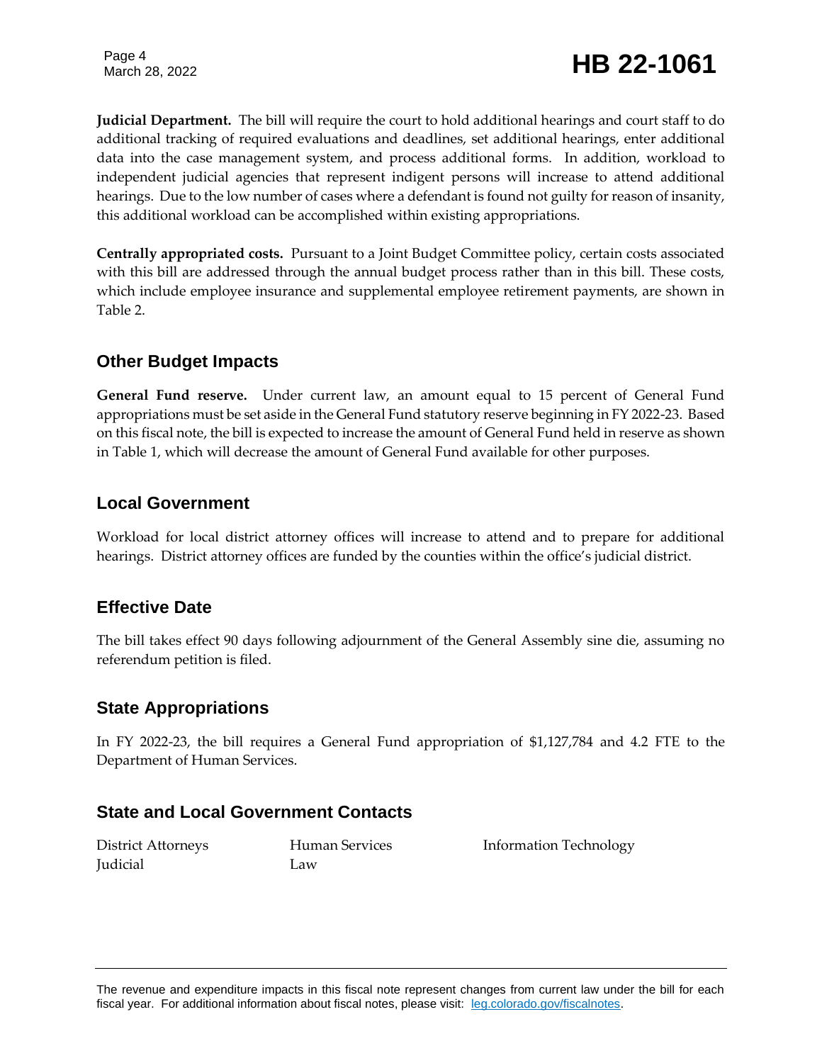**Judicial Department.** The bill will require the court to hold additional hearings and court staff to do additional tracking of required evaluations and deadlines, set additional hearings, enter additional data into the case management system, and process additional forms. In addition, workload to independent judicial agencies that represent indigent persons will increase to attend additional hearings. Due to the low number of cases where a defendant is found not guilty for reason of insanity, this additional workload can be accomplished within existing appropriations.

**Centrally appropriated costs.** Pursuant to a Joint Budget Committee policy, certain costs associated with this bill are addressed through the annual budget process rather than in this bill. These costs, which include employee insurance and supplemental employee retirement payments, are shown in Table 2.

## Other Budget Impacts

**General Fund reserve.** Under current law, an amount equal to 15 percent of General Fund appropriations must be set aside in the General Fund statutory reserve beginning in FY 2022-23. Based on this fiscal note, the bill is expected to increase the amount of General Fund held in reserve as shown in Table 1, which will decrease the amount of General Fund available for other purposes.

## Local Government

Workload for local district attorney offices will increase to attend and to prepare for additional hearings. District attorney offices are funded by the counties within the office's judicial district.

## Effective Date

The bill takes effect 90 days following adjournment of the General Assembly sine die, assuming no referendum petition is filed.

## State Appropriations

In FY 2022-23, the bill requires a General Fund appropriation of $1,127,784 and 4.2 FTE to the Department of Human Services.

## State and Local Government Contacts

District Attorneys
Human Services
Information Technology
Judicial
Law

The revenue and expenditure impacts in this fiscal note represent changes from current law under the bill for each fiscal year. For additional information about fiscal notes, please visit: [leg.colorado.gov/fiscalnotes](leg.colorado.gov/fiscalnotes).